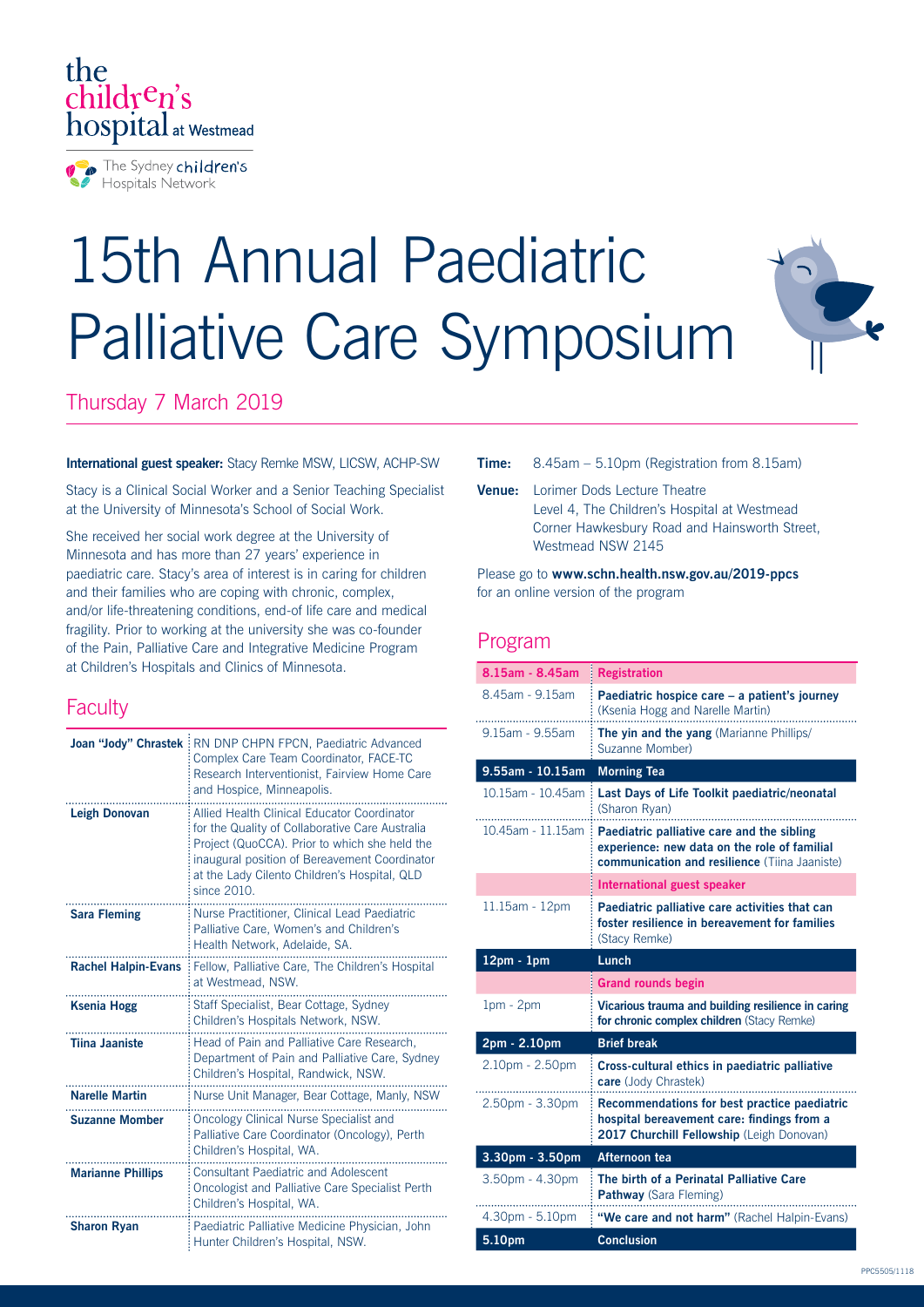the children's hospital at Westmead

The Sydney children's Hospitals Network

# 15th Annual Paediatric Palliative Care Symposium

## Thursday 7 March 2019

**International guest speaker:** Stacy Remke MSW, LICSW, ACHP-SW

Stacy is a Clinical Social Worker and a Senior Teaching Specialist at the University of Minnesota's School of Social Work.

She received her social work degree at the University of Minnesota and has more than 27 years' experience in paediatric care. Stacy's area of interest is in caring for children and their families who are coping with chronic, complex, and/or life-threatening conditions, end-of life care and medical fragility. Prior to working at the university she was co-founder of the Pain, Palliative Care and Integrative Medicine Program at Children's Hospitals and Clinics of Minnesota.

## Faculty

| Name | Role |
| --- | --- |
| **Joan "Jody" Chrastek** | RN DNP CHPN FPCN, Paediatric Advanced Complex Care Team Coordinator, FACE-TC Research Interventionist, Fairview Home Care and Hospice, Minneapolis. |
| **Leigh Donovan** | Allied Health Clinical Educator Coordinator for the Quality of Collaborative Care Australia Project (QuoCCA). Prior to which she held the inaugural position of Bereavement Coordinator at the Lady Cilento Children's Hospital, QLD since 2010. |
| **Sara Fleming** | Nurse Practitioner, Clinical Lead Paediatric Palliative Care, Women's and Children's Health Network, Adelaide, SA. |
| **Rachel Halpin-Evans** | Fellow, Palliative Care, The Children's Hospital at Westmead, NSW. |
| **Ksenia Hogg** | Staff Specialist, Bear Cottage, Sydney Children's Hospitals Network, NSW. |
| **Tiina Jaaniste** | Head of Pain and Palliative Care Research, Department of Pain and Palliative Care, Sydney Children's Hospital, Randwick, NSW. |
| **Narelle Martin** | Nurse Unit Manager, Bear Cottage, Manly, NSW |
| **Suzanne Momber** | Oncology Clinical Nurse Specialist and Palliative Care Coordinator (Oncology), Perth Children's Hospital, WA. |
| **Marianne Phillips** | Consultant Paediatric and Adolescent Oncologist and Palliative Care Specialist Perth Children's Hospital, WA. |
| **Sharon Ryan** | Paediatric Palliative Medicine Physician, John Hunter Children's Hospital, NSW. |

**Time:** 8.45am – 5.10pm (Registration from 8.15am)

**Venue:** Lorimer Dods Lecture Theatre
Level 4, The Children's Hospital at Westmead
Corner Hawkesbury Road and Hainsworth Street, Westmead NSW 2145

Please go to **www.schn.health.nsw.gov.au/2019-ppcs** for an online version of the program

## Program

| Time | Session |
| --- | --- |
| **8.15am - 8.45am** | **Registration** |
| 8.45am - 9.15am | **Paediatric hospice care – a patient's journey** (Ksenia Hogg and Narelle Martin) |
| 9.15am - 9.55am | **The yin and the yang** (Marianne Phillips/ Suzanne Momber) |
| **9.55am - 10.15am** | **Morning Tea** |
| 10.15am - 10.45am | **Last Days of Life Toolkit paediatric/neonatal** (Sharon Ryan) |
| 10.45am - 11.15am | **Paediatric palliative care and the sibling experience: new data on the role of familial communication and resilience** (Tiina Jaaniste) |
| | **International guest speaker** |
| 11.15am - 12pm | **Paediatric palliative care activities that can foster resilience in bereavement for families** (Stacy Remke) |
| **12pm - 1pm** | **Lunch** |
| | **Grand rounds begin** |
| 1pm - 2pm | **Vicarious trauma and building resilience in caring for chronic complex children** (Stacy Remke) |
| **2pm - 2.10pm** | **Brief break** |
| 2.10pm - 2.50pm | **Cross-cultural ethics in paediatric palliative care** (Jody Chrastek) |
| 2.50pm - 3.30pm | **Recommendations for best practice paediatric hospital bereavement care: findings from a 2017 Churchill Fellowship** (Leigh Donovan) |
| **3.30pm - 3.50pm** | **Afternoon tea** |
| 3.50pm - 4.30pm | **The birth of a Perinatal Palliative Care Pathway** (Sara Fleming) |
| 4.30pm - 5.10pm | **"We care and not harm"** (Rachel Halpin-Evans) |
| **5.10pm** | **Conclusion** |

PPC5505/1118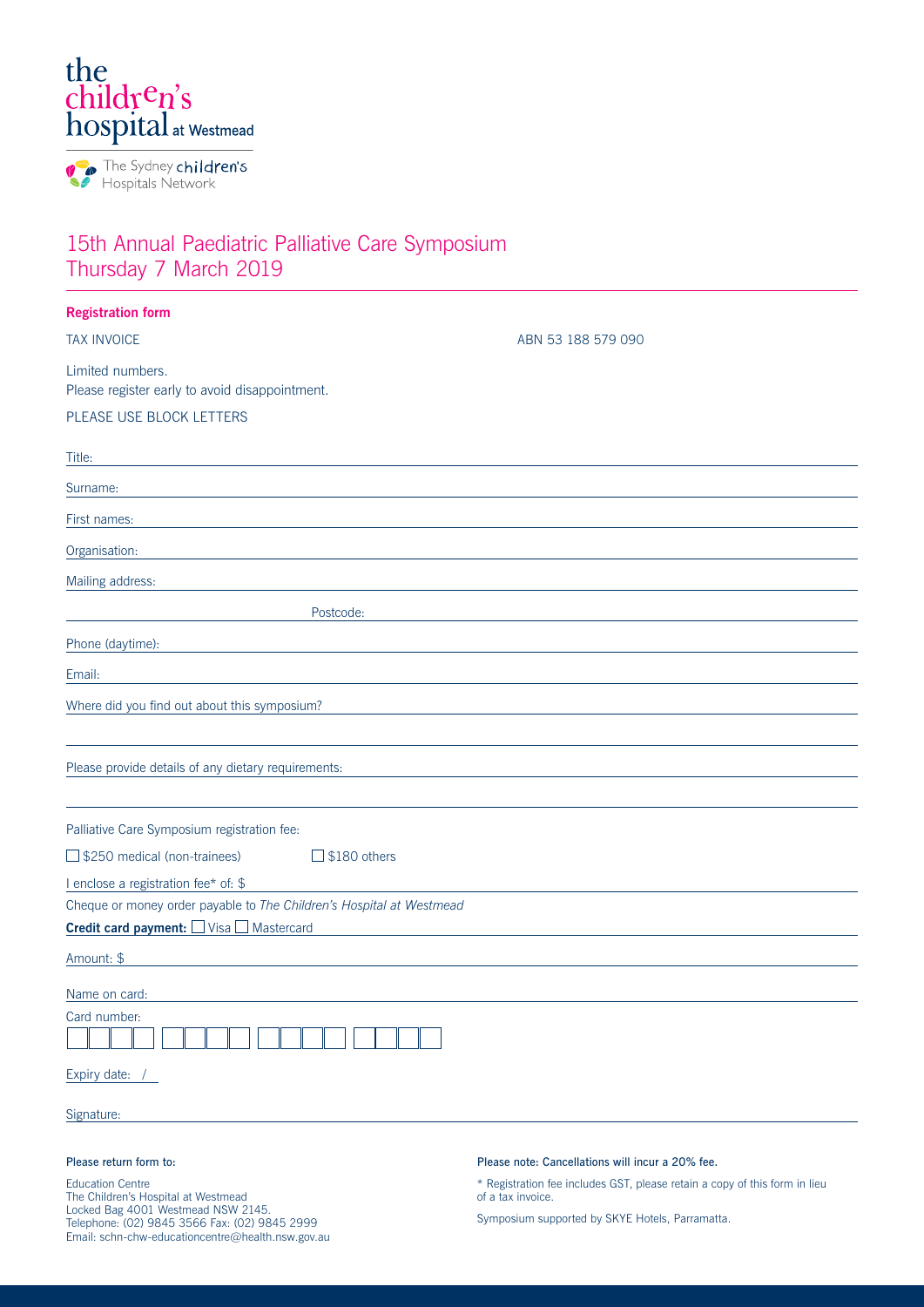the children's hospital at Westmead

The Sydney children's Hospitals Network

# 15th Annual Paediatric Palliative Care Symposium
# Thursday 7 March 2019

**Registration form**

TAX INVOICE

ABN 53 188 579 090

Limited numbers.
Please register early to avoid disappointment.

PLEASE USE BLOCK LETTERS

Title:

Surname:

First names:

Organisation:

Mailing address:

Postcode:

Phone (daytime):

Email:

Where did you find out about this symposium?

Please provide details of any dietary requirements:

Palliative Care Symposium registration fee:

☐ $250 medical (non-trainees)  ☐ $180 others

I enclose a registration fee* of: $

Cheque or money order payable to *The Children's Hospital at Westmead*

**Credit card payment:** ☐ Visa ☐ Mastercard

Amount: $

Name on card:

Card number:

☐☐☐☐ ☐☐☐☐ ☐☐☐☐ ☐☐☐☐

Expiry date: /

Signature:

**Please return form to:**

Education Centre
The Children's Hospital at Westmead
Locked Bag 4001 Westmead NSW 2145.
Telephone: (02) 9845 3566 Fax: (02) 9845 2999
Email: schn-chw-educationcentre@health.nsw.gov.au

**Please note: Cancellations will incur a 20% fee.**

* Registration fee includes GST, please retain a copy of this form in lieu of a tax invoice.

Symposium supported by SKYE Hotels, Parramatta.